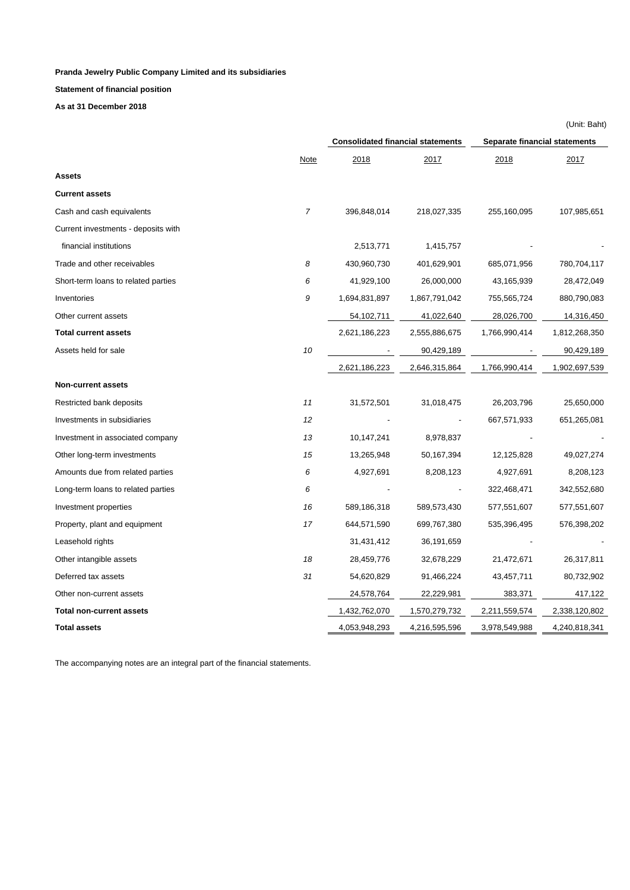**Pranda Jewelry Public Company Limited and its subsidiaries**

**Statement of financial position**

**As at 31 December 2018**

(Unit: Baht)

| | | Consolidated financial statements | | Separate financial statements | |
|---|---|---|---|---|---|
| | Note | 2018 | 2017 | 2018 | 2017 |
| **Assets** | | | | | |
| **Current assets** | | | | | |
| Cash and cash equivalents | 7 | 396,848,014 | 218,027,335 | 255,160,095 | 107,985,651 |
| Current investments - deposits with financial institutions | | 2,513,771 | 1,415,757 | - | - |
| Trade and other receivables | 8 | 430,960,730 | 401,629,901 | 685,071,956 | 780,704,117 |
| Short-term loans to related parties | 6 | 41,929,100 | 26,000,000 | 43,165,939 | 28,472,049 |
| Inventories | 9 | 1,694,831,897 | 1,867,791,042 | 755,565,724 | 880,790,083 |
| Other current assets | | 54,102,711 | 41,022,640 | 28,026,700 | 14,316,450 |
| **Total current assets** | | 2,621,186,223 | 2,555,886,675 | 1,766,990,414 | 1,812,268,350 |
| Assets held for sale | 10 | - | 90,429,189 | - | 90,429,189 |
| | | 2,621,186,223 | 2,646,315,864 | 1,766,990,414 | 1,902,697,539 |
| **Non-current assets** | | | | | |
| Restricted bank deposits | 11 | 31,572,501 | 31,018,475 | 26,203,796 | 25,650,000 |
| Investments in subsidiaries | 12 | - | - | 667,571,933 | 651,265,081 |
| Investment in associated company | 13 | 10,147,241 | 8,978,837 | - | - |
| Other long-term investments | 15 | 13,265,948 | 50,167,394 | 12,125,828 | 49,027,274 |
| Amounts due from related parties | 6 | 4,927,691 | 8,208,123 | 4,927,691 | 8,208,123 |
| Long-term loans to related parties | 6 | - | - | 322,468,471 | 342,552,680 |
| Investment properties | 16 | 589,186,318 | 589,573,430 | 577,551,607 | 577,551,607 |
| Property, plant and equipment | 17 | 644,571,590 | 699,767,380 | 535,396,495 | 576,398,202 |
| Leasehold rights | | 31,431,412 | 36,191,659 | - | - |
| Other intangible assets | 18 | 28,459,776 | 32,678,229 | 21,472,671 | 26,317,811 |
| Deferred tax assets | 31 | 54,620,829 | 91,466,224 | 43,457,711 | 80,732,902 |
| Other non-current assets | | 24,578,764 | 22,229,981 | 383,371 | 417,122 |
| **Total non-current assets** | | 1,432,762,070 | 1,570,279,732 | 2,211,559,574 | 2,338,120,802 |
| **Total assets** | | 4,053,948,293 | 4,216,595,596 | 3,978,549,988 | 4,240,818,341 |

The accompanying notes are an integral part of the financial statements.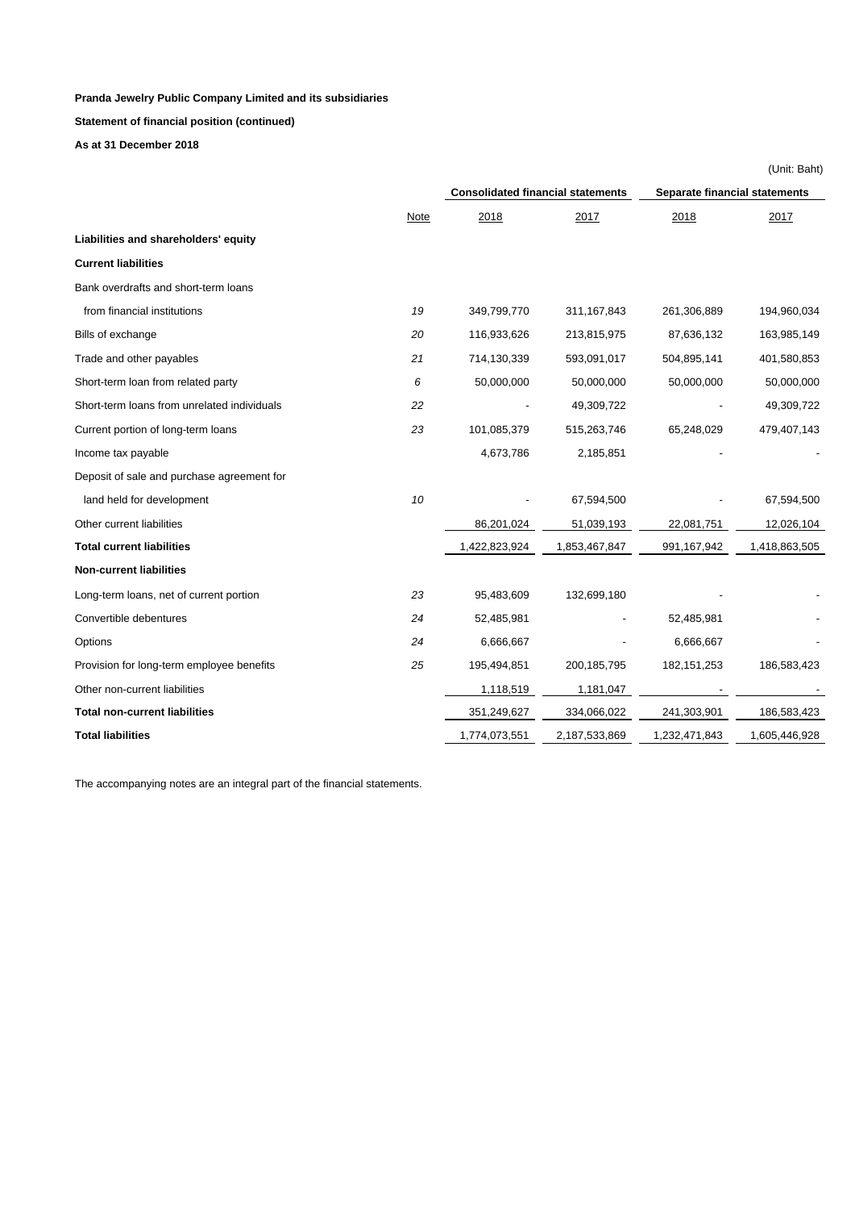**Pranda Jewelry Public Company Limited and its subsidiaries**

**Statement of financial position (continued)**

**As at 31 December 2018**

(Unit: Baht)

| | Note | Consolidated financial statements | | Separate financial statements | |
|---|---|---|---|---|---|
| | | 2018 | 2017 | 2018 | 2017 |
| **Liabilities and shareholders' equity** | | | | | |
| **Current liabilities** | | | | | |
| Bank overdrafts and short-term loans | | | | | |
| from financial institutions | 19 | 349,799,770 | 311,167,843 | 261,306,889 | 194,960,034 |
| Bills of exchange | 20 | 116,933,626 | 213,815,975 | 87,636,132 | 163,985,149 |
| Trade and other payables | 21 | 714,130,339 | 593,091,017 | 504,895,141 | 401,580,853 |
| Short-term loan from related party | 6 | 50,000,000 | 50,000,000 | 50,000,000 | 50,000,000 |
| Short-term loans from unrelated individuals | 22 | - | 49,309,722 | - | 49,309,722 |
| Current portion of long-term loans | 23 | 101,085,379 | 515,263,746 | 65,248,029 | 479,407,143 |
| Income tax payable | | 4,673,786 | 2,185,851 | - | - |
| Deposit of sale and purchase agreement for | | | | | |
| land held for development | 10 | - | 67,594,500 | - | 67,594,500 |
| Other current liabilities | | 86,201,024 | 51,039,193 | 22,081,751 | 12,026,104 |
| **Total current liabilities** | | 1,422,823,924 | 1,853,467,847 | 991,167,942 | 1,418,863,505 |
| **Non-current liabilities** | | | | | |
| Long-term loans, net of current portion | 23 | 95,483,609 | 132,699,180 | - | - |
| Convertible debentures | 24 | 52,485,981 | - | 52,485,981 | - |
| Options | 24 | 6,666,667 | - | 6,666,667 | - |
| Provision for long-term employee benefits | 25 | 195,494,851 | 200,185,795 | 182,151,253 | 186,583,423 |
| Other non-current liabilities | | 1,118,519 | 1,181,047 | - | - |
| **Total non-current liabilities** | | 351,249,627 | 334,066,022 | 241,303,901 | 186,583,423 |
| **Total liabilities** | | 1,774,073,551 | 2,187,533,869 | 1,232,471,843 | 1,605,446,928 |

The accompanying notes are an integral part of the financial statements.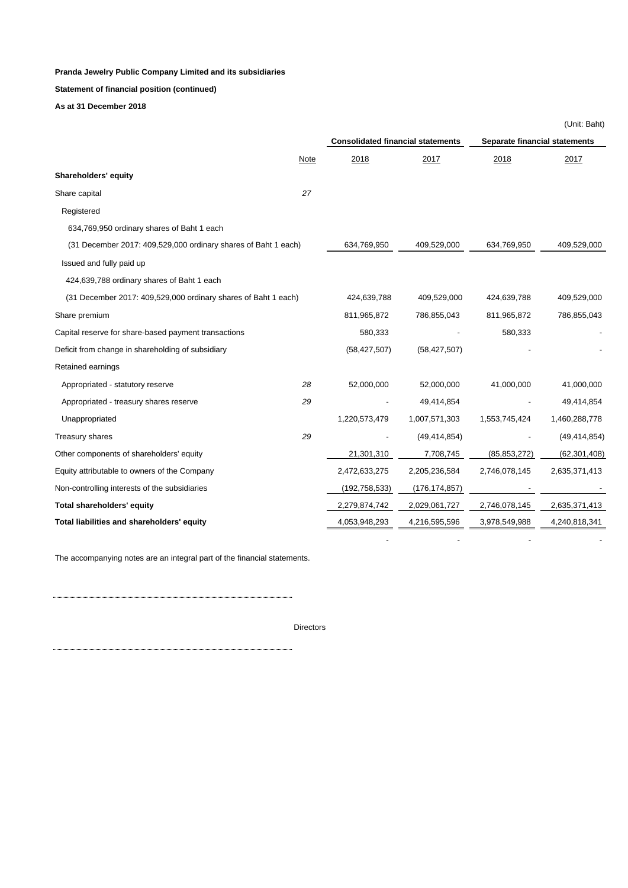**Pranda Jewelry Public Company Limited and its subsidiaries**

**Statement of financial position (continued)**

**As at 31 December 2018**

(Unit: Baht)

| | | Consolidated financial statements | | Separate financial statements | |
|---|---|---|---|---|---|
| | Note | 2018 | 2017 | 2018 | 2017 |
| **Shareholders' equity** | | | | | |
| Share capital | 27 | | | | |
| Registered | | | | | |
| 634,769,950 ordinary shares of Baht 1 each | | | | | |
| (31 December 2017: 409,529,000 ordinary shares of Baht 1 each) | | 634,769,950 | 409,529,000 | 634,769,950 | 409,529,000 |
| Issued and fully paid up | | | | | |
| 424,639,788 ordinary shares of Baht 1 each | | | | | |
| (31 December 2017: 409,529,000 ordinary shares of Baht 1 each) | | 424,639,788 | 409,529,000 | 424,639,788 | 409,529,000 |
| Share premium | | 811,965,872 | 786,855,043 | 811,965,872 | 786,855,043 |
| Capital reserve for share-based payment transactions | | 580,333 | - | 580,333 | - |
| Deficit from change in shareholding of subsidiary | | (58,427,507) | (58,427,507) | - | - |
| Retained earnings | | | | | |
| Appropriated - statutory reserve | 28 | 52,000,000 | 52,000,000 | 41,000,000 | 41,000,000 |
| Appropriated - treasury shares reserve | 29 | - | 49,414,854 | - | 49,414,854 |
| Unappropriated | | 1,220,573,479 | 1,007,571,303 | 1,553,745,424 | 1,460,288,778 |
| Treasury shares | 29 | - | (49,414,854) | - | (49,414,854) |
| Other components of shareholders' equity | | 21,301,310 | 7,708,745 | (85,853,272) | (62,301,408) |
| Equity attributable to owners of the Company | | 2,472,633,275 | 2,205,236,584 | 2,746,078,145 | 2,635,371,413 |
| Non-controlling interests of the subsidiaries | | (192,758,533) | (176,174,857) | - | - |
| **Total shareholders' equity** | | 2,279,874,742 | 2,029,061,727 | 2,746,078,145 | 2,635,371,413 |
| **Total liabilities and shareholders' equity** | | 4,053,948,293 | 4,216,595,596 | 3,978,549,988 | 4,240,818,341 |
| | | - | - | - | - |

The accompanying notes are an integral part of the financial statements.

Directors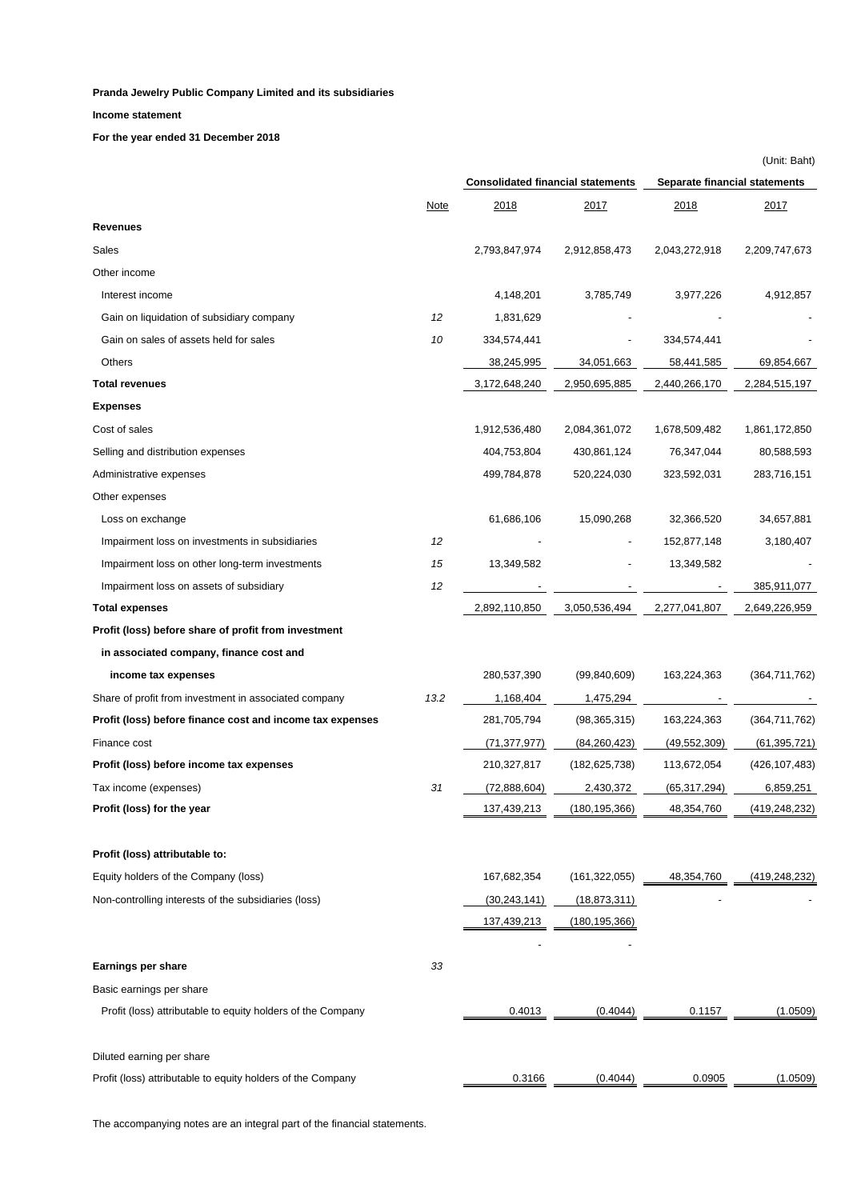**Pranda Jewelry Public Company Limited and its subsidiaries**

**Income statement**

**For the year ended 31 December 2018**

(Unit: Baht)

| | Note | Consolidated financial statements | | Separate financial statements | |
|---|---|---|---|---|---|
| | | 2018 | 2017 | 2018 | 2017 |
| **Revenues** | | | | | |
| Sales | | 2,793,847,974 | 2,912,858,473 | 2,043,272,918 | 2,209,747,673 |
| Other income | | | | | |
| Interest income | | 4,148,201 | 3,785,749 | 3,977,226 | 4,912,857 |
| Gain on liquidation of subsidiary company | 12 | 1,831,629 | - | - | - |
| Gain on sales of assets held for sales | 10 | 334,574,441 | - | 334,574,441 | - |
| Others | | 38,245,995 | 34,051,663 | 58,441,585 | 69,854,667 |
| **Total revenues** | | 3,172,648,240 | 2,950,695,885 | 2,440,266,170 | 2,284,515,197 |
| **Expenses** | | | | | |
| Cost of sales | | 1,912,536,480 | 2,084,361,072 | 1,678,509,482 | 1,861,172,850 |
| Selling and distribution expenses | | 404,753,804 | 430,861,124 | 76,347,044 | 80,588,593 |
| Administrative expenses | | 499,784,878 | 520,224,030 | 323,592,031 | 283,716,151 |
| Other expenses | | | | | |
| Loss on exchange | | 61,686,106 | 15,090,268 | 32,366,520 | 34,657,881 |
| Impairment loss on investments in subsidiaries | 12 | - | - | 152,877,148 | 3,180,407 |
| Impairment loss on other long-term investments | 15 | 13,349,582 | - | 13,349,582 | - |
| Impairment loss on assets of subsidiary | 12 | - | - | - | 385,911,077 |
| **Total expenses** | | 2,892,110,850 | 3,050,536,494 | 2,277,041,807 | 2,649,226,959 |
| **Profit (loss) before share of profit from investment in associated company, finance cost and income tax expenses** | | 280,537,390 | (99,840,609) | 163,224,363 | (364,711,762) |
| Share of profit from investment in associated company | 13.2 | 1,168,404 | 1,475,294 | - | - |
| **Profit (loss) before finance cost and income tax expenses** | | 281,705,794 | (98,365,315) | 163,224,363 | (364,711,762) |
| Finance cost | | (71,377,977) | (84,260,423) | (49,552,309) | (61,395,721) |
| **Profit (loss) before income tax expenses** | | 210,327,817 | (182,625,738) | 113,672,054 | (426,107,483) |
| Tax income (expenses) | 31 | (72,888,604) | 2,430,372 | (65,317,294) | 6,859,251 |
| **Profit (loss) for the year** | | 137,439,213 | (180,195,366) | 48,354,760 | (419,248,232) |
| | | | | | |
| **Profit (loss) attributable to:** | | | | | |
| Equity holders of the Company (loss) | | 167,682,354 | (161,322,055) | 48,354,760 | (419,248,232) |
| Non-controlling interests of the subsidiaries (loss) | | (30,243,141) | (18,873,311) | - | - |
| | | 137,439,213 | (180,195,366) | | |
| | | - | - | | |
| **Earnings per share** | 33 | | | | |
| Basic earnings per share | | | | | |
| Profit (loss) attributable to equity holders of the Company | | 0.4013 | (0.4044) | 0.1157 | (1.0509) |
| | | | | | |
| Diluted earning per share | | | | | |
| Profit (loss) attributable to equity holders of the Company | | 0.3166 | (0.4044) | 0.0905 | (1.0509) |

The accompanying notes are an integral part of the financial statements.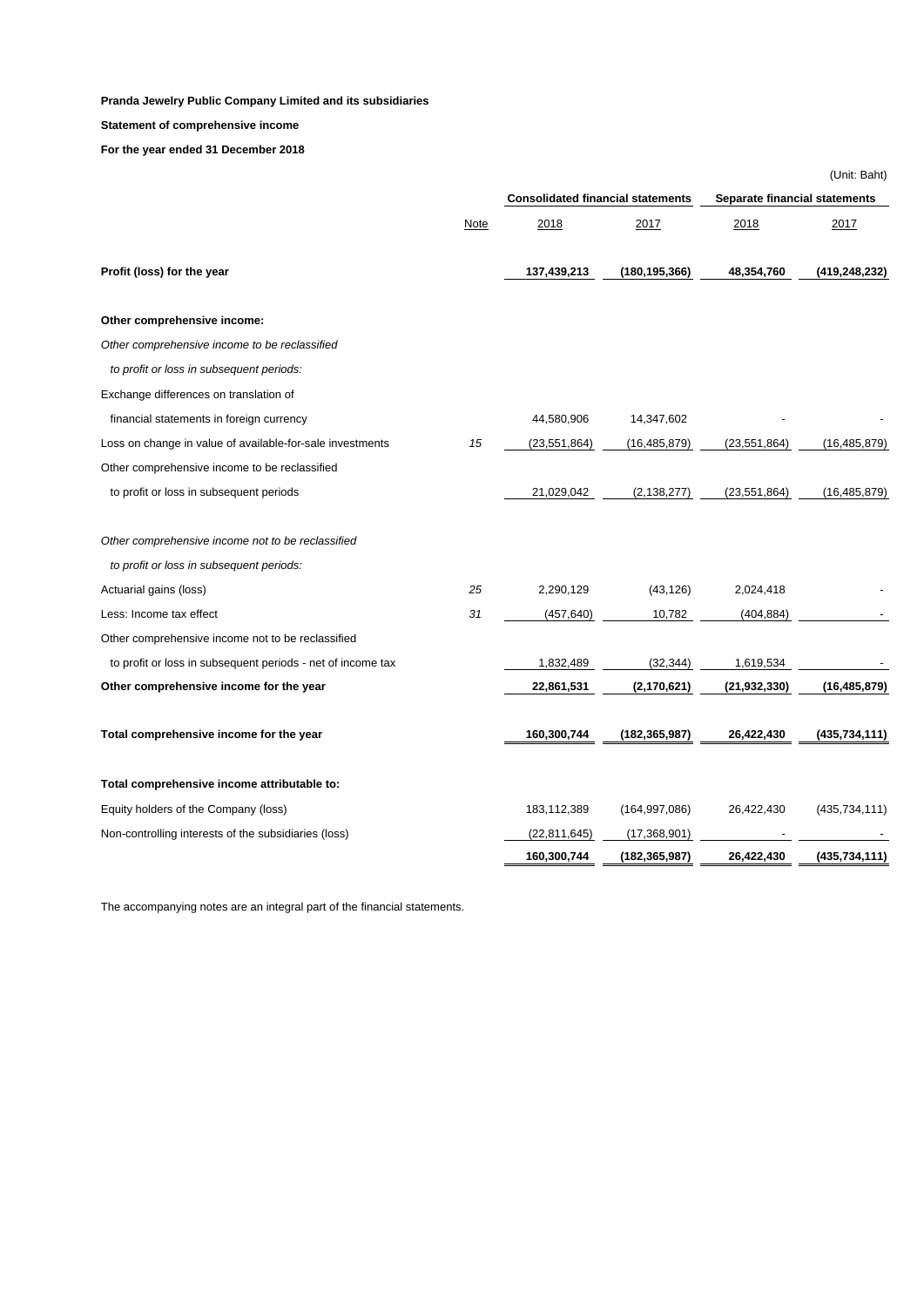**Pranda Jewelry Public Company Limited and its subsidiaries**

**Statement of comprehensive income**

**For the year ended 31 December 2018**

(Unit: Baht)

| | Note | Consolidated financial statements | | Separate financial statements | |
|---|---|---|---|---|---|
| | | 2018 | 2017 | 2018 | 2017 |
| **Profit (loss) for the year** | | **137,439,213** | **(180,195,366)** | **48,354,760** | **(419,248,232)** |
| **Other comprehensive income:** | | | | | |
| *Other comprehensive income to be reclassified* | | | | | |
| *to profit or loss in subsequent periods:* | | | | | |
| Exchange differences on translation of | | | | | |
| financial statements in foreign currency | | 44,580,906 | 14,347,602 | - | - |
| Loss on change in value of available-for-sale investments | *15* | (23,551,864) | (16,485,879) | (23,551,864) | (16,485,879) |
| Other comprehensive income to be reclassified | | | | | |
| to profit or loss in subsequent periods | | 21,029,042 | (2,138,277) | (23,551,864) | (16,485,879) |
| *Other comprehensive income not to be reclassified* | | | | | |
| *to profit or loss in subsequent periods:* | | | | | |
| Actuarial gains (loss) | *25* | 2,290,129 | (43,126) | 2,024,418 | - |
| Less: Income tax effect | *31* | (457,640) | 10,782 | (404,884) | - |
| Other comprehensive income not to be reclassified | | | | | |
| to profit or loss in subsequent periods - net of income tax | | 1,832,489 | (32,344) | 1,619,534 | - |
| **Other comprehensive income for the year** | | **22,861,531** | **(2,170,621)** | **(21,932,330)** | **(16,485,879)** |
| **Total comprehensive income for the year** | | **160,300,744** | **(182,365,987)** | **26,422,430** | **(435,734,111)** |
| **Total comprehensive income attributable to:** | | | | | |
| Equity holders of the Company (loss) | | 183,112,389 | (164,997,086) | 26,422,430 | (435,734,111) |
| Non-controlling interests of the subsidiaries (loss) | | (22,811,645) | (17,368,901) | - | - |
| | | **160,300,744** | **(182,365,987)** | **26,422,430** | **(435,734,111)** |

The accompanying notes are an integral part of the financial statements.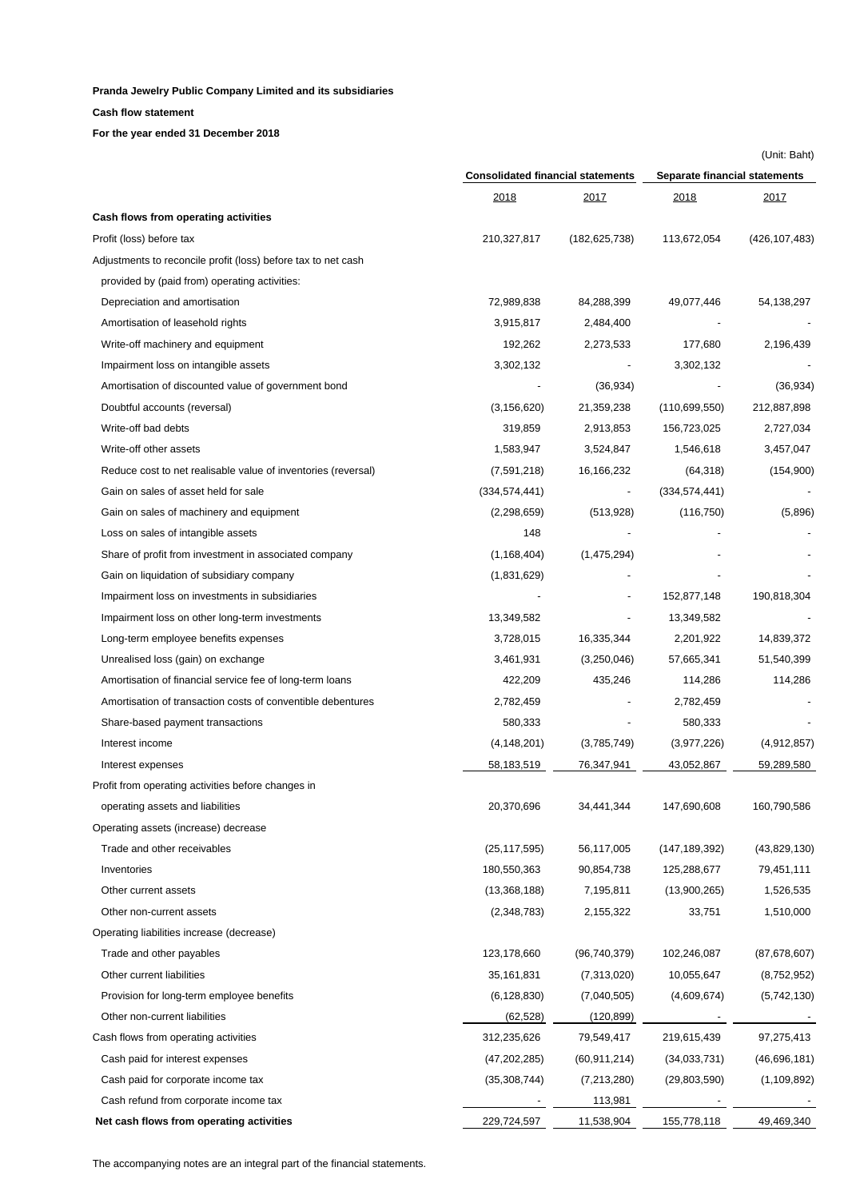**Pranda Jewelry Public Company Limited and its subsidiaries**

**Cash flow statement**

**For the year ended 31 December 2018**

(Unit: Baht)

| | Consolidated financial statements | | Separate financial statements | |
|---|---|---|---|---|
| | 2018 | 2017 | 2018 | 2017 |
| **Cash flows from operating activities** | | | | |
| Profit (loss) before tax | 210,327,817 | (182,625,738) | 113,672,054 | (426,107,483) |
| Adjustments to reconcile profit (loss) before tax to net cash | | | | |
| provided by (paid from) operating activities: | | | | |
| Depreciation and amortisation | 72,989,838 | 84,288,399 | 49,077,446 | 54,138,297 |
| Amortisation of leasehold rights | 3,915,817 | 2,484,400 | - | - |
| Write-off machinery and equipment | 192,262 | 2,273,533 | 177,680 | 2,196,439 |
| Impairment loss on intangible assets | 3,302,132 | - | 3,302,132 | - |
| Amortisation of discounted value of government bond | - | (36,934) | - | (36,934) |
| Doubtful accounts (reversal) | (3,156,620) | 21,359,238 | (110,699,550) | 212,887,898 |
| Write-off bad debts | 319,859 | 2,913,853 | 156,723,025 | 2,727,034 |
| Write-off other assets | 1,583,947 | 3,524,847 | 1,546,618 | 3,457,047 |
| Reduce cost to net realisable value of inventories (reversal) | (7,591,218) | 16,166,232 | (64,318) | (154,900) |
| Gain on sales of asset held for sale | (334,574,441) | - | (334,574,441) | - |
| Gain on sales of machinery and equipment | (2,298,659) | (513,928) | (116,750) | (5,896) |
| Loss on sales of intangible assets | 148 | - | - | - |
| Share of profit from investment in associated company | (1,168,404) | (1,475,294) | - | - |
| Gain on liquidation of subsidiary company | (1,831,629) | - | - | - |
| Impairment loss on investments in subsidiaries | - | - | 152,877,148 | 190,818,304 |
| Impairment loss on other long-term investments | 13,349,582 | - | 13,349,582 | - |
| Long-term employee benefits expenses | 3,728,015 | 16,335,344 | 2,201,922 | 14,839,372 |
| Unrealised loss (gain) on exchange | 3,461,931 | (3,250,046) | 57,665,341 | 51,540,399 |
| Amortisation of financial service fee of long-term loans | 422,209 | 435,246 | 114,286 | 114,286 |
| Amortisation of transaction costs of conventible debentures | 2,782,459 | - | 2,782,459 | - |
| Share-based payment transactions | 580,333 | - | 580,333 | - |
| Interest income | (4,148,201) | (3,785,749) | (3,977,226) | (4,912,857) |
| Interest expenses | 58,183,519 | 76,347,941 | 43,052,867 | 59,289,580 |
| Profit from operating activities before changes in | | | | |
| operating assets and liabilities | 20,370,696 | 34,441,344 | 147,690,608 | 160,790,586 |
| Operating assets (increase) decrease | | | | |
| Trade and other receivables | (25,117,595) | 56,117,005 | (147,189,392) | (43,829,130) |
| Inventories | 180,550,363 | 90,854,738 | 125,288,677 | 79,451,111 |
| Other current assets | (13,368,188) | 7,195,811 | (13,900,265) | 1,526,535 |
| Other non-current assets | (2,348,783) | 2,155,322 | 33,751 | 1,510,000 |
| Operating liabilities increase (decrease) | | | | |
| Trade and other payables | 123,178,660 | (96,740,379) | 102,246,087 | (87,678,607) |
| Other current liabilities | 35,161,831 | (7,313,020) | 10,055,647 | (8,752,952) |
| Provision for long-term employee benefits | (6,128,830) | (7,040,505) | (4,609,674) | (5,742,130) |
| Other non-current liabilities | (62,528) | (120,899) | - | - |
| Cash flows from operating activities | 312,235,626 | 79,549,417 | 219,615,439 | 97,275,413 |
| Cash paid for interest expenses | (47,202,285) | (60,911,214) | (34,033,731) | (46,696,181) |
| Cash paid for corporate income tax | (35,308,744) | (7,213,280) | (29,803,590) | (1,109,892) |
| Cash refund from corporate income tax | - | 113,981 | - | - |
| **Net cash flows from operating activities** | 229,724,597 | 11,538,904 | 155,778,118 | 49,469,340 |

The accompanying notes are an integral part of the financial statements.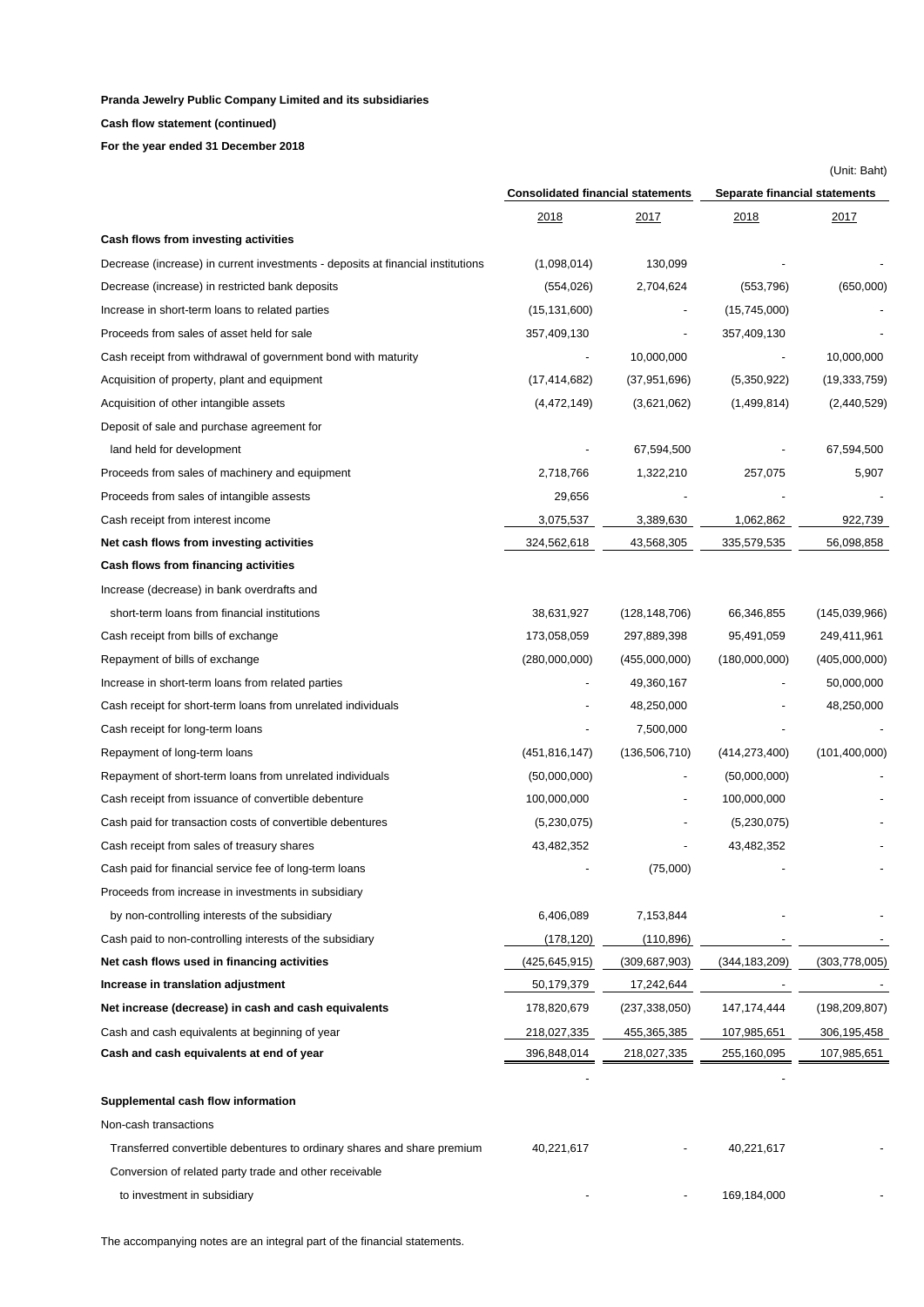**Pranda Jewelry Public Company Limited and its subsidiaries**

**Cash flow statement (continued)**

**For the year ended 31 December 2018**

(Unit: Baht)

| | Consolidated financial statements | | Separate financial statements | |
|---|---|---|---|---|
| | 2018 | 2017 | 2018 | 2017 |
| **Cash flows from investing activities** | | | | |
| Decrease (increase) in current investments - deposits at financial institutions | (1,098,014) | 130,099 | - | - |
| Decrease (increase) in restricted bank deposits | (554,026) | 2,704,624 | (553,796) | (650,000) |
| Increase in short-term loans to related parties | (15,131,600) | - | (15,745,000) | - |
| Proceeds from sales of asset held for sale | 357,409,130 | - | 357,409,130 | - |
| Cash receipt from withdrawal of government bond with maturity | - | 10,000,000 | - | 10,000,000 |
| Acquisition of property, plant and equipment | (17,414,682) | (37,951,696) | (5,350,922) | (19,333,759) |
| Acquisition of other intangible assets | (4,472,149) | (3,621,062) | (1,499,814) | (2,440,529) |
| Deposit of sale and purchase agreement for land held for development | - | 67,594,500 | - | 67,594,500 |
| Proceeds from sales of machinery and equipment | 2,718,766 | 1,322,210 | 257,075 | 5,907 |
| Proceeds from sales of intangible assests | 29,656 | - | - | - |
| Cash receipt from interest income | 3,075,537 | 3,389,630 | 1,062,862 | 922,739 |
| **Net cash flows from investing activities** | 324,562,618 | 43,568,305 | 335,579,535 | 56,098,858 |
| **Cash flows from financing activities** | | | | |
| Increase (decrease) in bank overdrafts and short-term loans from financial institutions | 38,631,927 | (128,148,706) | 66,346,855 | (145,039,966) |
| Cash receipt from bills of exchange | 173,058,059 | 297,889,398 | 95,491,059 | 249,411,961 |
| Repayment of bills of exchange | (280,000,000) | (455,000,000) | (180,000,000) | (405,000,000) |
| Increase in short-term loans from related parties | - | 49,360,167 | - | 50,000,000 |
| Cash receipt for short-term loans from unrelated individuals | - | 48,250,000 | - | 48,250,000 |
| Cash receipt for long-term loans | - | 7,500,000 | - | - |
| Repayment of long-term loans | (451,816,147) | (136,506,710) | (414,273,400) | (101,400,000) |
| Repayment of short-term loans from unrelated individuals | (50,000,000) | - | (50,000,000) | - |
| Cash receipt from issuance of convertible debenture | 100,000,000 | - | 100,000,000 | - |
| Cash paid for transaction costs of convertible debentures | (5,230,075) | - | (5,230,075) | - |
| Cash receipt from sales of treasury shares | 43,482,352 | - | 43,482,352 | - |
| Cash paid for financial service fee of long-term loans | - | (75,000) | - | - |
| Proceeds from increase in investments in subsidiary by non-controlling interests of the subsidiary | 6,406,089 | 7,153,844 | - | - |
| Cash paid to non-controlling interests of the subsidiary | (178,120) | (110,896) | - | - |
| **Net cash flows used in financing activities** | (425,645,915) | (309,687,903) | (344,183,209) | (303,778,005) |
| **Increase in translation adjustment** | 50,179,379 | 17,242,644 | - | - |
| **Net increase (decrease) in cash and cash equivalents** | 178,820,679 | (237,338,050) | 147,174,444 | (198,209,807) |
| Cash and cash equivalents at beginning of year | 218,027,335 | 455,365,385 | 107,985,651 | 306,195,458 |
| **Cash and cash equivalents at end of year** | 396,848,014 | 218,027,335 | 255,160,095 | 107,985,651 |
| | - | | - | |
| **Supplemental cash flow information** | | | | |
| Non-cash transactions | | | | |
| Transferred convertible debentures to ordinary shares and share premium | 40,221,617 | - | 40,221,617 | - |
| Conversion of related party trade and other receivable to investment in subsidiary | - | - | 169,184,000 | - |

The accompanying notes are an integral part of the financial statements.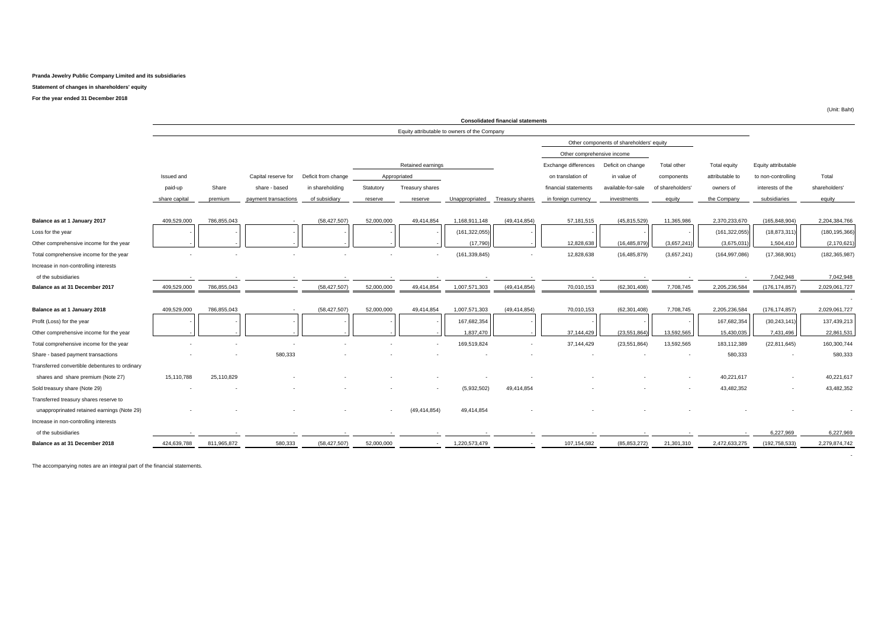**Pranda Jewelry Public Company Limited and its subsidiaries**

**Statement of changes in shareholders' equity**

**For the year ended 31 December 2018**

(Unit: Baht)

| | Consolidated financial statements | | | | | | | | | | | | | |
|---|---|---|---|---|---|---|---|---|---|---|---|---|---|---|
| | Equity attributable to owners of the Company | | | | | | | | | | | | | |
| | | | | | | | | | Other components of shareholders' equity | | | | | |
| | | | | | | | | | Other comprehensive income | | | | | |
| | | | | | Retained earnings | | | | Exchange differences | Deficit on change | Total other | Total equity | Equity attributable | |
| | Issued and | | Capital reserve for | Deficit from change | Appropriated | | | | on translation of | in value of | components | attributable to | to non-controlling | Total |
| | paid-up | Share | share - based | in shareholding | Statutory | Treasury shares | | | financial statements | available-for-sale | of shareholders' | owners of | interests of the | shareholders' |
| | share capital | premium | payment transactions | of subsidiary | reserve | reserve | Unappropriated | Treasury shares | in foreign currency | investments | equity | the Company | subsidiaries | equity |
| **Balance as at 1 January 2017** | 409,529,000 | 786,855,043 | - | (58,427,507) | 52,000,000 | 49,414,854 | 1,168,911,148 | (49,414,854) | 57,181,515 | (45,815,529) | 11,365,986 | 2,370,233,670 | (165,848,904) | 2,204,384,766 |
| Loss for the year | - | - | - | - | - | - | (161,322,055) | - | - | - | - | (161,322,055) | (18,873,311) | (180,195,366) |
| Other comprehensive income for the year | - | - | - | - | - | - | (17,790) | - | 12,828,638 | (16,485,879) | (3,657,241) | (3,675,031) | 1,504,410 | (2,170,621) |
| Total comprehensive income for the year | - | - | - | - | - | - | (161,339,845) | - | 12,828,638 | (16,485,879) | (3,657,241) | (164,997,086) | (17,368,901) | (182,365,987) |
| Increase in non-controlling interests | | | | | | | | | | | | | | |
| of the subsidiaries | - | - | - | - | - | - | - | - | - | - | - | - | 7,042,948 | 7,042,948 |
| **Balance as at 31 December 2017** | 409,529,000 | 786,855,043 | - | (58,427,507) | 52,000,000 | 49,414,854 | 1,007,571,303 | (49,414,854) | 70,010,153 | (62,301,408) | 7,708,745 | 2,205,236,584 | (176,174,857) | 2,029,061,727 |
| | | | | | | | | | | | | | | - |
| **Balance as at 1 January 2018** | 409,529,000 | 786,855,043 | - | (58,427,507) | 52,000,000 | 49,414,854 | 1,007,571,303 | (49,414,854) | 70,010,153 | (62,301,408) | 7,708,745 | 2,205,236,584 | (176,174,857) | 2,029,061,727 |
| Profit (Loss) for the year | - | - | - | - | - | - | 167,682,354 | - | - | - | - | 167,682,354 | (30,243,141) | 137,439,213 |
| Other comprehensive income for the year | - | - | - | - | - | - | 1,837,470 | - | 37,144,429 | (23,551,864) | 13,592,565 | 15,430,035 | 7,431,496 | 22,861,531 |
| Total comprehensive income for the year | - | - | - | - | - | - | 169,519,824 | - | 37,144,429 | (23,551,864) | 13,592,565 | 183,112,389 | (22,811,645) | 160,300,744 |
| Share - based payment transactions | - | - | 580,333 | - | - | - | - | - | - | - | - | 580,333 | - | 580,333 |
| Transferred convertible debentures to ordinary | | | | | | | | | | | | | | |
| shares and share premium (Note 27) | 15,110,788 | 25,110,829 | - | - | - | - | - | - | - | - | - | 40,221,617 | - | 40,221,617 |
| Sold treasury share (Note 29) | - | - | - | - | - | - | (5,932,502) | 49,414,854 | - | - | - | 43,482,352 | - | 43,482,352 |
| Transferred treasury shares reserve to | | | | | | | | | | | | | | |
| unapproprinated retained earnings (Note 29) | - | - | - | - | - | (49,414,854) | 49,414,854 | - | - | - | - | - | - | - |
| Increase in non-controlling interests | | | | | | | | | | | | | | |
| of the subsidiaries | - | - | - | - | - | - | - | - | - | - | - | - | 6,227,969 | 6,227,969 |
| **Balance as at 31 December 2018** | 424,639,788 | 811,965,872 | 580,333 | (58,427,507) | 52,000,000 | - | 1,220,573,479 | - | 107,154,582 | (85,853,272) | 21,301,310 | 2,472,633,275 | (192,758,533) | 2,279,874,742 |
| | | | | | | | | | | | | | | - |

The accompanying notes are an integral part of the financial statements.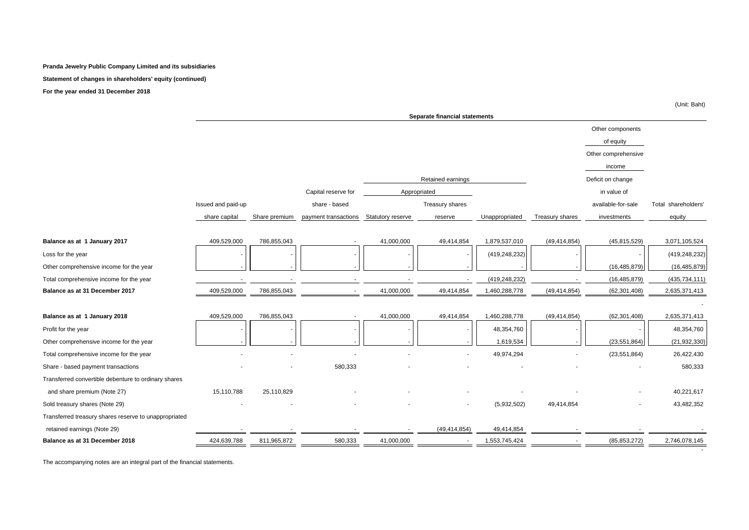**Pranda Jewelry Public Company Limited and its subsidiaries**

**Statement of changes in shareholders' equity (continued)**

**For the year ended 31 December 2018**

(Unit: Baht)

| | Separate financial statements | | | | | | | | |
|---|---|---|---|---|---|---|---|---|---|
| | | | | Retained earnings | | | | Other components of equity | |
| | | | | Appropriated | | | | Other comprehensive income | |
| | Issued and paid-up share capital | Share premium | Capital reserve for share - based payment transactions | Statutory reserve | Treasury shares reserve | Unappropriated | Treasury shares | Deficit on change in value of available-for-sale investments | Total shareholders' equity |
| **Balance as at 1 January 2017** | 409,529,000 | 786,855,043 | - | 41,000,000 | 49,414,854 | 1,879,537,010 | (49,414,854) | (45,815,529) | 3,071,105,524 |
| Loss for the year | - | - | - | - | - | (419,248,232) | - | - | (419,248,232) |
| Other comprehensive income for the year | - | - | - | - | - | - | - | (16,485,879) | (16,485,879) |
| Total comprehensive income for the year | - | - | - | - | - | (419,248,232) | - | (16,485,879) | (435,734,111) |
| **Balance as at 31 December 2017** | 409,529,000 | 786,855,043 | - | 41,000,000 | 49,414,854 | 1,460,288,778 | (49,414,854) | (62,301,408) | 2,635,371,413 |
| | | | | | | | | | - |
| **Balance as at 1 January 2018** | 409,529,000 | 786,855,043 | - | 41,000,000 | 49,414,854 | 1,460,288,778 | (49,414,854) | (62,301,408) | 2,635,371,413 |
| Profit for the year | - | - | - | - | - | 48,354,760 | - | - | 48,354,760 |
| Other comprehensive income for the year | - | - | - | - | - | 1,619,534 | - | (23,551,864) | (21,932,330) |
| Total comprehensive income for the year | - | - | - | - | - | 49,974,294 | - | (23,551,864) | 26,422,430 |
| Share - based payment transactions | - | - | 580,333 | - | - | - | - | - | 580,333 |
| Transferred convertible debenture to ordinary shares and share premium (Note 27) | 15,110,788 | 25,110,829 | - | - | - | - | - | - | 40,221,617 |
| Sold treasury shares (Note 29) | - | - | - | - | - | (5,932,502) | 49,414,854 | - | 43,482,352 |
| Transferred treasury shares reserve to unappropriated retained earnings (Note 29) | - | - | - | - | (49,414,854) | 49,414,854 | - | - | - |
| **Balance as at 31 December 2018** | 424,639,788 | 811,965,872 | 580,333 | 41,000,000 | - | 1,553,745,424 | - | (85,853,272) | 2,746,078,145 |
| | | | | | | | | | - |

The accompanying notes are an integral part of the financial statements.